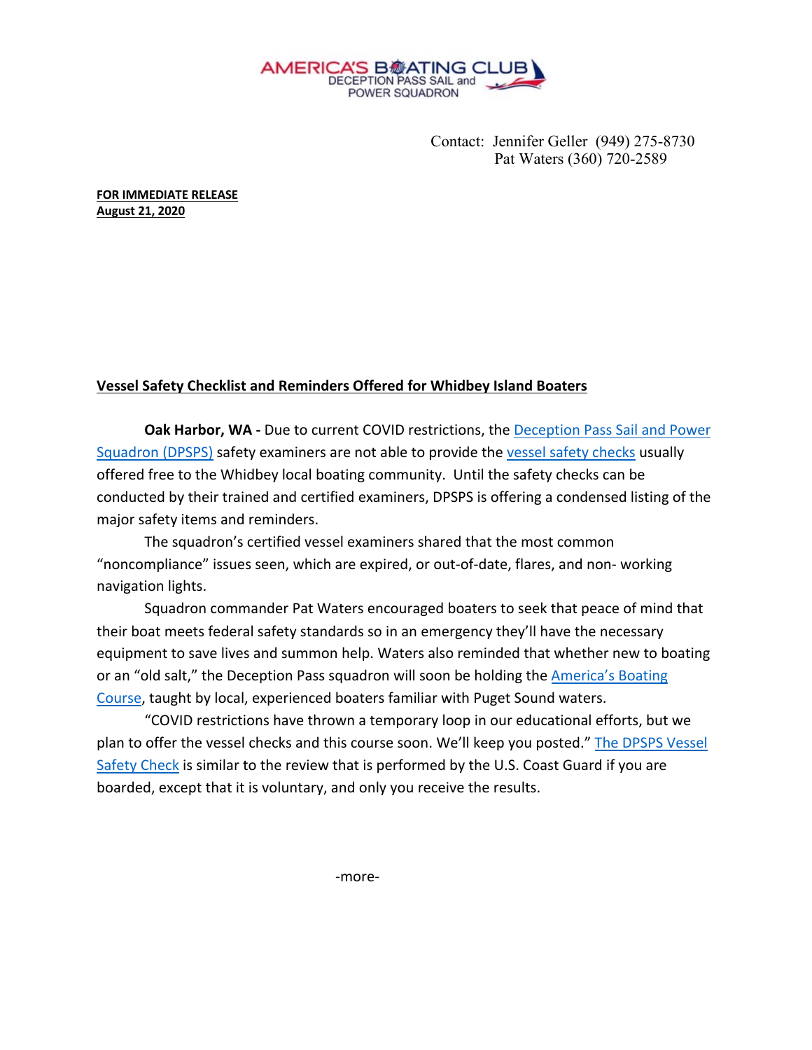AMERICA'S BOATING CLUB
DECEPTION PASS SAIL and POWER SQUADRON

Contact: Jennifer Geller (949) 275-8730
Pat Waters (360) 720-2589

**FOR IMMEDIATE RELEASE**
**August 21, 2020**

## Vessel Safety Checklist and Reminders Offered for Whidbey Island Boaters

**Oak Harbor, WA -** Due to current COVID restrictions, the Deception Pass Sail and Power Squadron (DPSPS) safety examiners are not able to provide the vessel safety checks usually offered free to the Whidbey local boating community. Until the safety checks can be conducted by their trained and certified examiners, DPSPS is offering a condensed listing of the major safety items and reminders.

The squadron's certified vessel examiners shared that the most common "noncompliance" issues seen, which are expired, or out-of-date, flares, and non- working navigation lights.

Squadron commander Pat Waters encouraged boaters to seek that peace of mind that their boat meets federal safety standards so in an emergency they'll have the necessary equipment to save lives and summon help. Waters also reminded that whether new to boating or an "old salt," the Deception Pass squadron will soon be holding the America's Boating Course, taught by local, experienced boaters familiar with Puget Sound waters.

"COVID restrictions have thrown a temporary loop in our educational efforts, but we plan to offer the vessel checks and this course soon. We'll keep you posted." The DPSPS Vessel Safety Check is similar to the review that is performed by the U.S. Coast Guard if you are boarded, except that it is voluntary, and only you receive the results.

-more-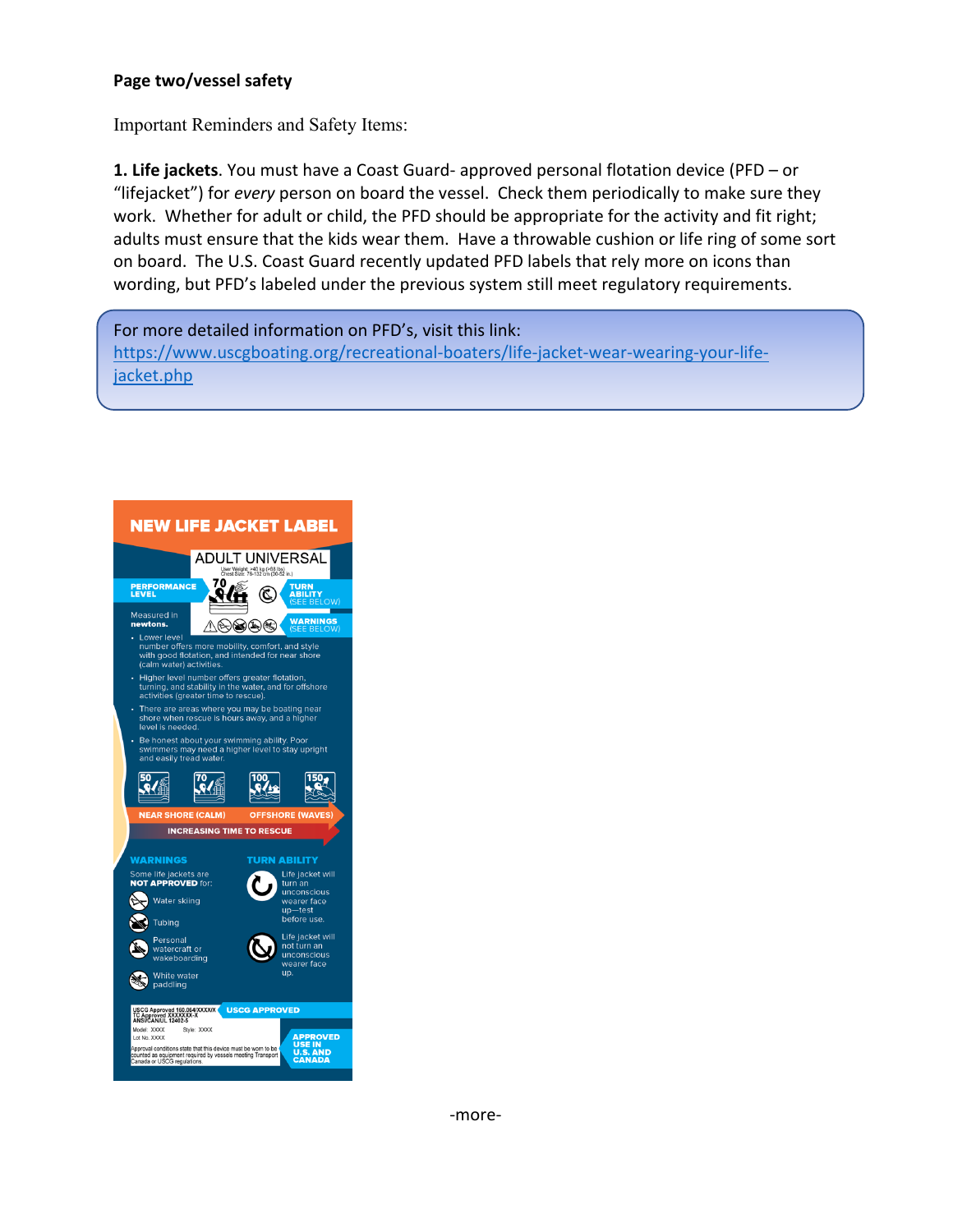**Page two/vessel safety**

Important Reminders and Safety Items:

**1. Life jackets**. You must have a Coast Guard- approved personal flotation device (PFD – or "lifejacket") for *every* person on board the vessel. Check them periodically to make sure they work. Whether for adult or child, the PFD should be appropriate for the activity and fit right; adults must ensure that the kids wear them. Have a throwable cushion or life ring of some sort on board. The U.S. Coast Guard recently updated PFD labels that rely more on icons than wording, but PFD's labeled under the previous system still meet regulatory requirements.

For more detailed information on PFD's, visit this link: https://www.uscgboating.org/recreational-boaters/life-jacket-wear-wearing-your-life-jacket.php

**NEW LIFE JACKET LABEL**

ADULT UNIVERSAL

User Weight: >40 kg (>88 lbs)
Chest Size: 76-132 cm (30-52 in.)

PERFORMANCE LEVEL

TURN ABILITY (SEE BELOW)

WARNINGS (SEE BELOW)

Measured in **newtons.**

- Lower level number offers more mobility, comfort, and style with good flotation, and intended for near shore (calm water) activities.
- Higher level number offers greater flotation, turning, and stability in the water, and for offshore activities (greater time to rescue).
- There are areas where you may be boating near shore when rescue is hours away, and a higher level is needed.
- Be honest about your swimming ability. Poor swimmers may need a higher level to stay upright and easily tread water.

50 70 100 150

NEAR SHORE (CALM) OFFSHORE (WAVES)

INCREASING TIME TO RESCUE

**WARNINGS**

Some life jackets are **NOT APPROVED** for:

- Water skiing
- Tubing
- Personal watercraft or wakeboarding
- White water paddling

**TURN ABILITY**

- Life jacket will turn an unconscious wearer face up—test before use.
- Life jacket will not turn an unconscious wearer face up.

USCG Approved 160.064/XXXXX/X
TC Approved XXXXXXX-X
ANSI/CAN/UL 12402-5
Model: XXXX Style: XXXX
Lot No. XXXX

Approval conditions state that this device must be worn to be counted as equipment required by vessels meeting Transport Canada or USCG regulations.

USCG APPROVED

APPROVED USE IN U.S. AND CANADA

-more-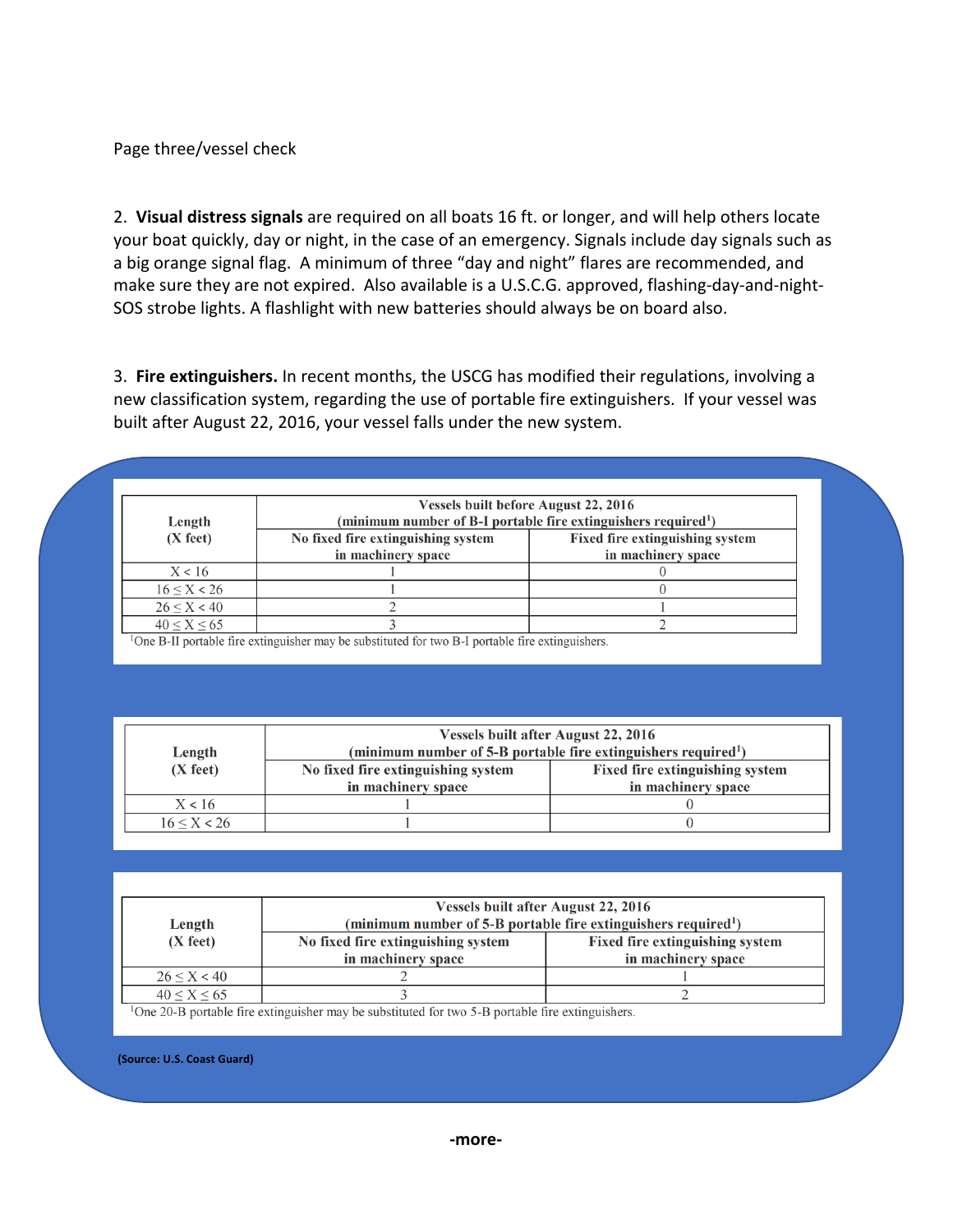Page three/vessel check

2. **Visual distress signals** are required on all boats 16 ft. or longer, and will help others locate your boat quickly, day or night, in the case of an emergency. Signals include day signals such as a big orange signal flag. A minimum of three "day and night" flares are recommended, and make sure they are not expired. Also available is a U.S.C.G. approved, flashing-day-and-night-SOS strobe lights. A flashlight with new batteries should always be on board also.

3. **Fire extinguishers.** In recent months, the USCG has modified their regulations, involving a new classification system, regarding the use of portable fire extinguishers. If your vessel was built after August 22, 2016, your vessel falls under the new system.

| **Length (X feet)** | **Vessels built before August 22, 2016 (minimum number of B-I portable fire extinguishers required[1])** | |
|---|---|---|
| | **No fixed fire extinguishing system in machinery space** | **Fixed fire extinguishing system in machinery space** |
| $X < 16$ | 1 | 0 |
| $16 \leq X < 26$ | 1 | 0 |
| $26 \leq X < 40$ | 2 | 1 |
| $40 \leq X \leq 65$ | 3 | 2 |

[1]One B-II portable fire extinguisher may be substituted for two B-I portable fire extinguishers.

| **Length (X feet)** | **Vessels built after August 22, 2016 (minimum number of 5-B portable fire extinguishers required[1])** | |
|---|---|---|
| | **No fixed fire extinguishing system in machinery space** | **Fixed fire extinguishing system in machinery space** |
| $X < 16$ | 1 | 0 |
| $16 \leq X < 26$ | 1 | 0 |
| $26 \leq X < 40$ | 2 | 1 |
| $40 \leq X \leq 65$ | 3 | 2 |

[1]One 20-B portable fire extinguisher may be substituted for two 5-B portable fire extinguishers.

**(Source: U.S. Coast Guard)**

-more-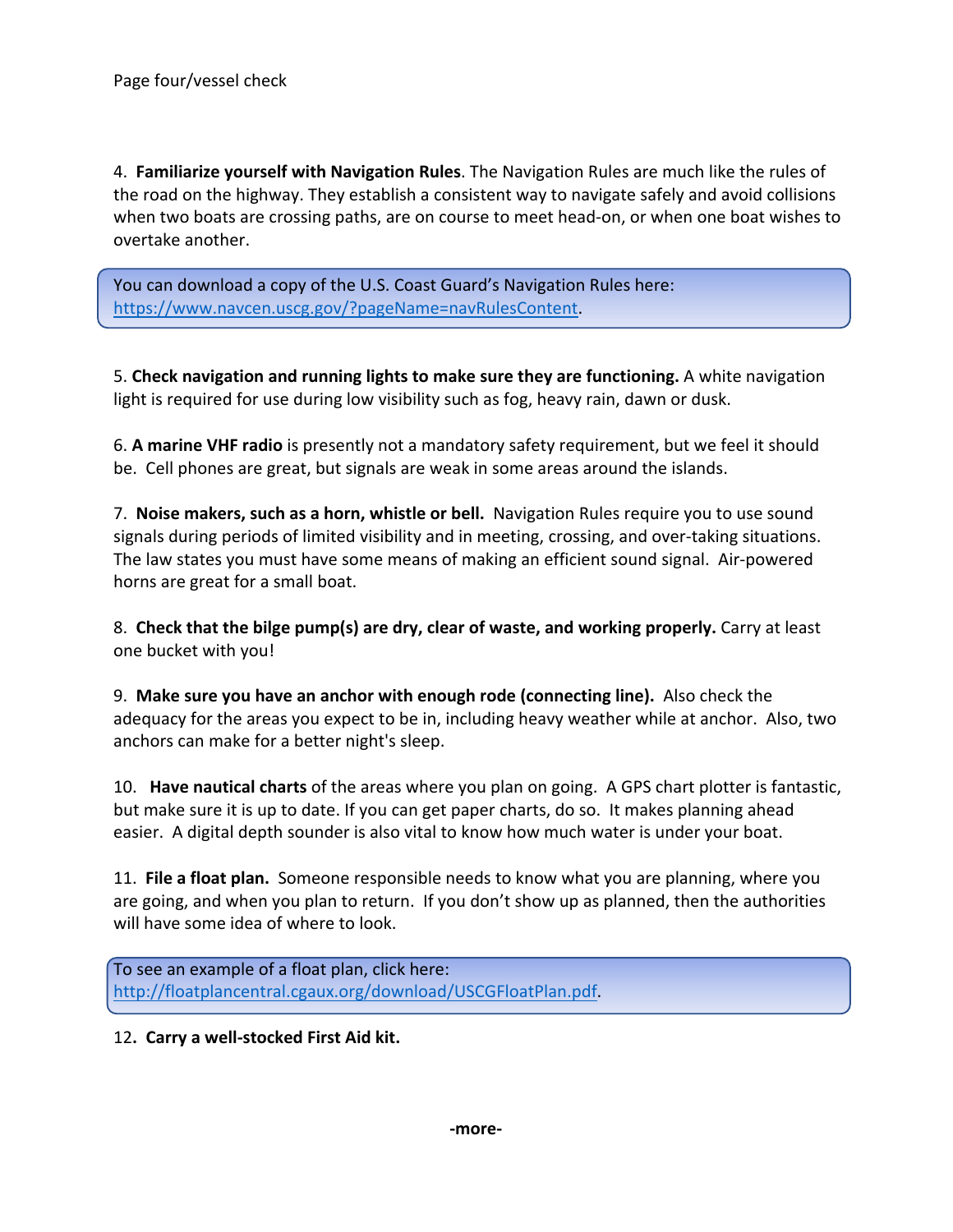Page four/vessel check

4. **Familiarize yourself with Navigation Rules**. The Navigation Rules are much like the rules of the road on the highway. They establish a consistent way to navigate safely and avoid collisions when two boats are crossing paths, are on course to meet head-on, or when one boat wishes to overtake another.

> You can download a copy of the U.S. Coast Guard's Navigation Rules here: https://www.navcen.uscg.gov/?pageName=navRulesContent.

5. **Check navigation and running lights to make sure they are functioning.** A white navigation light is required for use during low visibility such as fog, heavy rain, dawn or dusk.

6. **A marine VHF radio** is presently not a mandatory safety requirement, but we feel it should be. Cell phones are great, but signals are weak in some areas around the islands.

7. **Noise makers, such as a horn, whistle or bell.** Navigation Rules require you to use sound signals during periods of limited visibility and in meeting, crossing, and over-taking situations. The law states you must have some means of making an efficient sound signal. Air-powered horns are great for a small boat.

8. **Check that the bilge pump(s) are dry, clear of waste, and working properly.** Carry at least one bucket with you!

9. **Make sure you have an anchor with enough rode (connecting line).** Also check the adequacy for the areas you expect to be in, including heavy weather while at anchor. Also, two anchors can make for a better night's sleep.

10. **Have nautical charts** of the areas where you plan on going. A GPS chart plotter is fantastic, but make sure it is up to date. If you can get paper charts, do so. It makes planning ahead easier. A digital depth sounder is also vital to know how much water is under your boat.

11. **File a float plan.** Someone responsible needs to know what you are planning, where you are going, and when you plan to return. If you don't show up as planned, then the authorities will have some idea of where to look.

> To see an example of a float plan, click here: http://floatplancentral.cgaux.org/download/USCGFloatPlan.pdf.

12**. Carry a well-stocked First Aid kit.**

**-more-**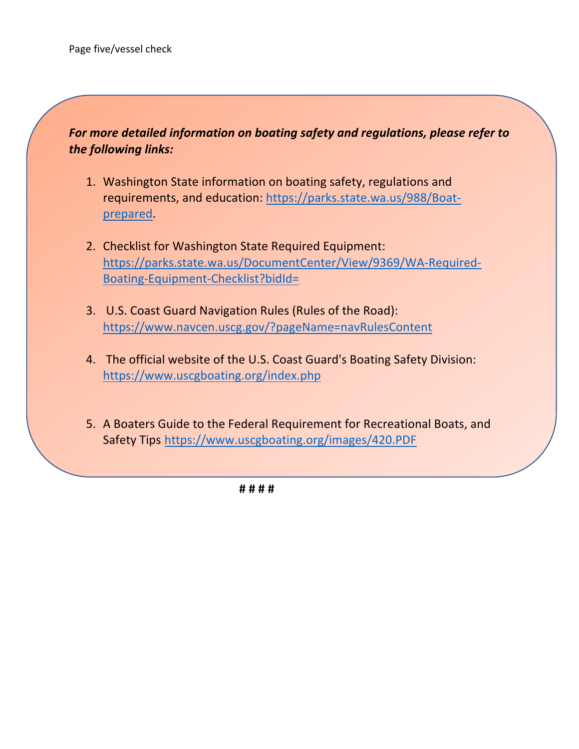***For more detailed information on boating safety and regulations, please refer to the following links:***

1. Washington State information on boating safety, regulations and requirements, and education: https://parks.state.wa.us/988/Boat-prepared.

2. Checklist for Washington State Required Equipment: https://parks.state.wa.us/DocumentCenter/View/9369/WA-Required-Boating-Equipment-Checklist?bidId=

3. U.S. Coast Guard Navigation Rules (Rules of the Road): https://www.navcen.uscg.gov/?pageName=navRulesContent

4. The official website of the U.S. Coast Guard's Boating Safety Division: https://www.uscgboating.org/index.php

5. A Boaters Guide to the Federal Requirement for Recreational Boats, and Safety Tips https://www.uscgboating.org/images/420.PDF

**# # # #**